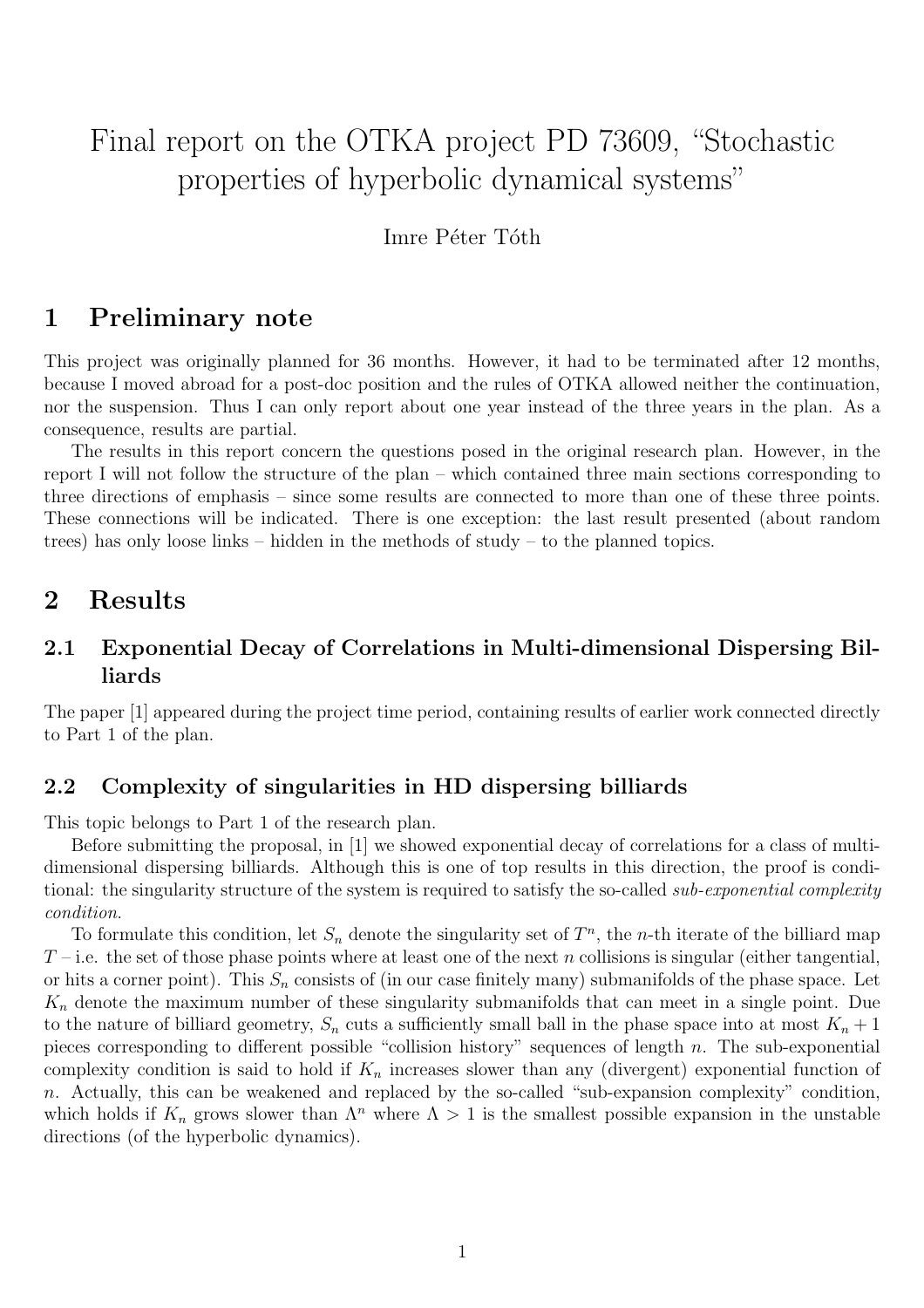# Final report on the OTKA project PD 73609, “Stochastic properties of hyperbolic dynamical systems”

Imre Péter Tóth

## 1 Preliminary note

This project was originally planned for 36 months. However, it had to be terminated after 12 months, because I moved abroad for a post-doc position and the rules of OTKA allowed neither the continuation, nor the suspension. Thus I can only report about one year instead of the three years in the plan. As a consequence, results are partial.

The results in this report concern the questions posed in the original research plan. However, in the report I will not follow the structure of the plan – which contained three main sections corresponding to three directions of emphasis – since some results are connected to more than one of these three points. These connections will be indicated. There is one exception: the last result presented (about random trees) has only loose links – hidden in the methods of study – to the planned topics.

## 2 Results

### 2.1 Exponential Decay of Correlations in Multi-dimensional Dispersing Billiards

The paper [1] appeared during the project time period, containing results of earlier work connected directly to Part 1 of the plan.

### 2.2 Complexity of singularities in HD dispersing billiards

This topic belongs to Part 1 of the research plan.

Before submitting the proposal, in [1] we showed exponential decay of correlations for a class of multi-dimensional dispersing billiards. Although this is one of top results in this direction, the proof is conditional: the singularity structure of the system is required to satisfy the so-called *sub-exponential complexity condition*.

To formulate this condition, let $S_n$ denote the singularity set of $T^n$, the $n$-th iterate of the billiard map $T$ – i.e. the set of those phase points where at least one of the next $n$ collisions is singular (either tangential, or hits a corner point). This $S_n$ consists of (in our case finitely many) submanifolds of the phase space. Let $K_n$ denote the maximum number of these singularity submanifolds that can meet in a single point. Due to the nature of billiard geometry, $S_n$ cuts a sufficiently small ball in the phase space into at most $K_n + 1$ pieces corresponding to different possible “collision history” sequences of length $n$. The sub-exponential complexity condition is said to hold if $K_n$ increases slower than any (divergent) exponential function of $n$. Actually, this can be weakened and replaced by the so-called “sub-expansion complexity” condition, which holds if $K_n$ grows slower than $\Lambda^n$ where $\Lambda > 1$ is the smallest possible expansion in the unstable directions (of the hyperbolic dynamics).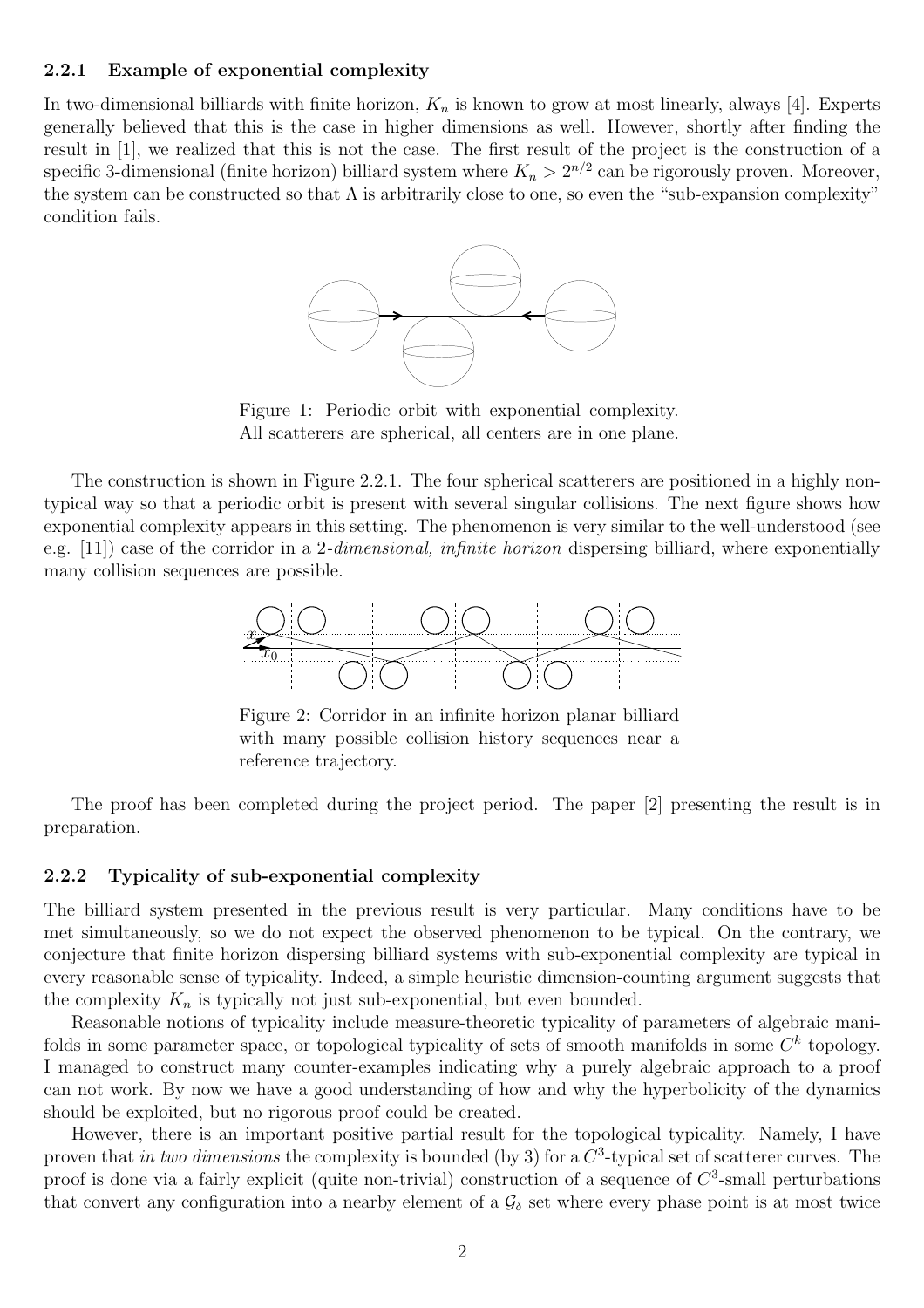### 2.2.1 Example of exponential complexity

In two-dimensional billiards with finite horizon, $K_n$ is known to grow at most linearly, always [4]. Experts generally believed that this is the case in higher dimensions as well. However, shortly after finding the result in [1], we realized that this is not the case. The first result of the project is the construction of a specific 3-dimensional (finite horizon) billiard system where $K_n > 2^{n/2}$ can be rigorously proven. Moreover, the system can be constructed so that $\Lambda$ is arbitrarily close to one, so even the "sub-expansion complexity" condition fails.

Figure 1: Periodic orbit with exponential complexity. All scatterers are spherical, all centers are in one plane.

The construction is shown in Figure 2.2.1. The four spherical scatterers are positioned in a highly non-typical way so that a periodic orbit is present with several singular collisions. The next figure shows how exponential complexity appears in this setting. The phenomenon is very similar to the well-understood (see e.g. [11]) case of the corridor in a 2-*dimensional, infinite horizon* dispersing billiard, where exponentially many collision sequences are possible.

Figure 2: Corridor in an infinite horizon planar billiard with many possible collision history sequences near a reference trajectory.

The proof has been completed during the project period. The paper [2] presenting the result is in preparation.

### 2.2.2 Typicality of sub-exponential complexity

The billiard system presented in the previous result is very particular. Many conditions have to be met simultaneously, so we do not expect the observed phenomenon to be typical. On the contrary, we conjecture that finite horizon dispersing billiard systems with sub-exponential complexity are typical in every reasonable sense of typicality. Indeed, a simple heuristic dimension-counting argument suggests that the complexity $K_n$ is typically not just sub-exponential, but even bounded.

Reasonable notions of typicality include measure-theoretic typicality of parameters of algebraic manifolds in some parameter space, or topological typicality of sets of smooth manifolds in some $C^k$ topology. I managed to construct many counter-examples indicating why a purely algebraic approach to a proof can not work. By now we have a good understanding of how and why the hyperbolicity of the dynamics should be exploited, but no rigorous proof could be created.

However, there is an important positive partial result for the topological typicality. Namely, I have proven that *in two dimensions* the complexity is bounded (by 3) for a $C^3$-typical set of scatterer curves. The proof is done via a fairly explicit (quite non-trivial) construction of a sequence of $C^3$-small perturbations that convert any configuration into a nearby element of a $\mathcal{G}_\delta$ set where every phase point is at most twice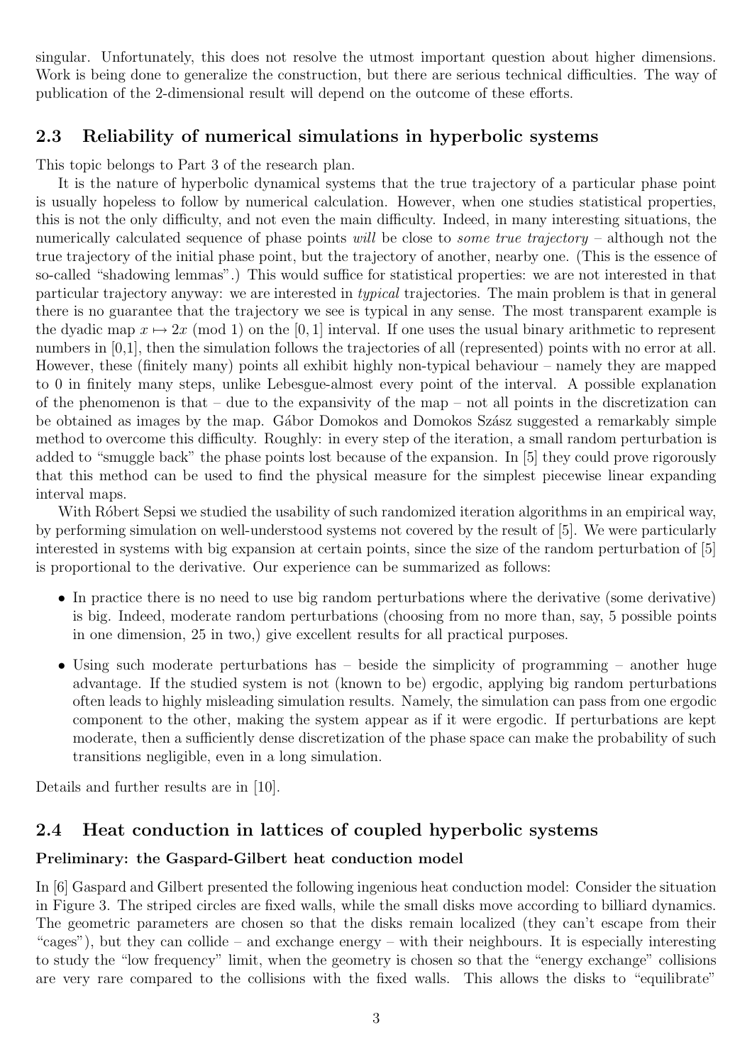singular. Unfortunately, this does not resolve the utmost important question about higher dimensions. Work is being done to generalize the construction, but there are serious technical difficulties. The way of publication of the 2-dimensional result will depend on the outcome of these efforts.

## 2.3 Reliability of numerical simulations in hyperbolic systems

This topic belongs to Part 3 of the research plan.

It is the nature of hyperbolic dynamical systems that the true trajectory of a particular phase point is usually hopeless to follow by numerical calculation. However, when one studies statistical properties, this is not the only difficulty, and not even the main difficulty. Indeed, in many interesting situations, the numerically calculated sequence of phase points *will* be close to *some true trajectory* – although not the true trajectory of the initial phase point, but the trajectory of another, nearby one. (This is the essence of so-called "shadowing lemmas".) This would suffice for statistical properties: we are not interested in that particular trajectory anyway: we are interested in *typical* trajectories. The main problem is that in general there is no guarantee that the trajectory we see is typical in any sense. The most transparent example is the dyadic map $x \mapsto 2x \pmod 1$ on the $[0,1]$ interval. If one uses the usual binary arithmetic to represent numbers in [0,1], then the simulation follows the trajectories of all (represented) points with no error at all. However, these (finitely many) points all exhibit highly non-typical behaviour – namely they are mapped to 0 in finitely many steps, unlike Lebesgue-almost every point of the interval. A possible explanation of the phenomenon is that – due to the expansivity of the map – not all points in the discretization can be obtained as images by the map. Gábor Domokos and Domokos Szász suggested a remarkably simple method to overcome this difficulty. Roughly: in every step of the iteration, a small random perturbation is added to "smuggle back" the phase points lost because of the expansion. In [5] they could prove rigorously that this method can be used to find the physical measure for the simplest piecewise linear expanding interval maps.

With Róbert Sepsi we studied the usability of such randomized iteration algorithms in an empirical way, by performing simulation on well-understood systems not covered by the result of [5]. We were particularly interested in systems with big expansion at certain points, since the size of the random perturbation of [5] is proportional to the derivative. Our experience can be summarized as follows:

- In practice there is no need to use big random perturbations where the derivative (some derivative) is big. Indeed, moderate random perturbations (choosing from no more than, say, 5 possible points in one dimension, 25 in two,) give excellent results for all practical purposes.
- Using such moderate perturbations has – beside the simplicity of programming – another huge advantage. If the studied system is not (known to be) ergodic, applying big random perturbations often leads to highly misleading simulation results. Namely, the simulation can pass from one ergodic component to the other, making the system appear as if it were ergodic. If perturbations are kept moderate, then a sufficiently dense discretization of the phase space can make the probability of such transitions negligible, even in a long simulation.

Details and further results are in [10].

## 2.4 Heat conduction in lattices of coupled hyperbolic systems

**Preliminary: the Gaspard-Gilbert heat conduction model**

In [6] Gaspard and Gilbert presented the following ingenious heat conduction model: Consider the situation in Figure 3. The striped circles are fixed walls, while the small disks move according to billiard dynamics. The geometric parameters are chosen so that the disks remain localized (they can't escape from their "cages"), but they can collide – and exchange energy – with their neighbours. It is especially interesting to study the "low frequency" limit, when the geometry is chosen so that the "energy exchange" collisions are very rare compared to the collisions with the fixed walls. This allows the disks to "equilibrate"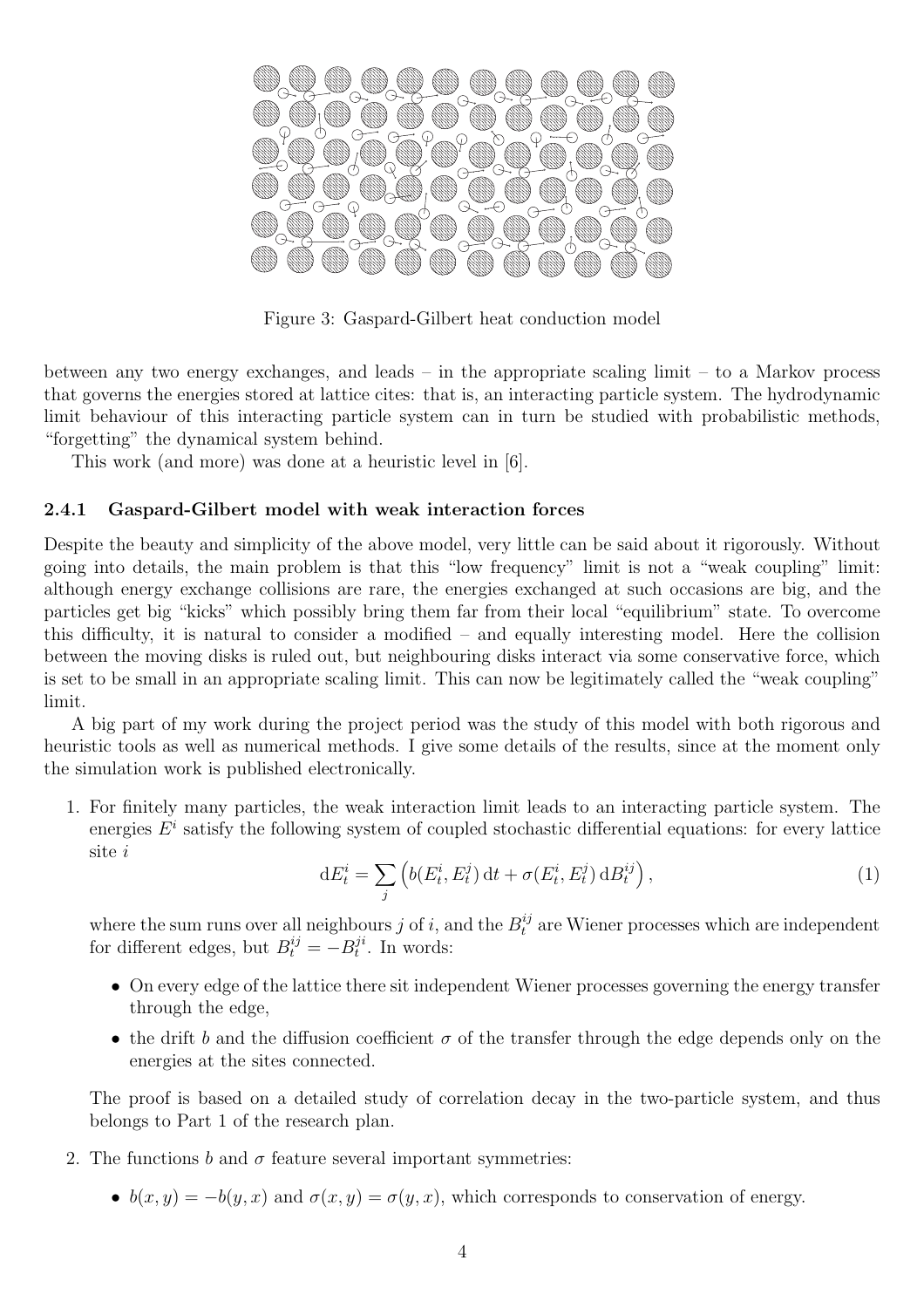Figure 3: Gaspard-Gilbert heat conduction model

between any two energy exchanges, and leads – in the appropriate scaling limit – to a Markov process that governs the energies stored at lattice cites: that is, an interacting particle system. The hydrodynamic limit behaviour of this interacting particle system can in turn be studied with probabilistic methods, "forgetting" the dynamical system behind.

This work (and more) was done at a heuristic level in [6].

### 2.4.1 Gaspard-Gilbert model with weak interaction forces

Despite the beauty and simplicity of the above model, very little can be said about it rigorously. Without going into details, the main problem is that this "low frequency" limit is not a "weak coupling" limit: although energy exchange collisions are rare, the energies exchanged at such occasions are big, and the particles get big "kicks" which possibly bring them far from their local "equilibrium" state. To overcome this difficulty, it is natural to consider a modified – and equally interesting model. Here the collision between the moving disks is ruled out, but neighbouring disks interact via some conservative force, which is set to be small in an appropriate scaling limit. This can now be legitimately called the "weak coupling" limit.

A big part of my work during the project period was the study of this model with both rigorous and heuristic tools as well as numerical methods. I give some details of the results, since at the moment only the simulation work is published electronically.

1. For finitely many particles, the weak interaction limit leads to an interacting particle system. The energies $E^i$ satisfy the following system of coupled stochastic differential equations: for every lattice site $i$

$$\mathrm{d}E^i_t = \sum_j \left( b(E^i_t, E^j_t)\,\mathrm{d}t + \sigma(E^i_t, E^j_t)\,\mathrm{d}B^{ij}_t \right), \tag{1}$$

   where the sum runs over all neighbours $j$ of $i$, and the $B^{ij}_t$ are Wiener processes which are independent for different edges, but $B^{ij}_t = -B^{ji}_t$. In words:

   - On every edge of the lattice there sit independent Wiener processes governing the energy transfer through the edge,
   - the drift $b$ and the diffusion coefficient $\sigma$ of the transfer through the edge depends only on the energies at the sites connected.

   The proof is based on a detailed study of correlation decay in the two-particle system, and thus belongs to Part 1 of the research plan.

2. The functions $b$ and $\sigma$ feature several important symmetries:

   - $b(x, y) = -b(y, x)$ and $\sigma(x, y) = \sigma(y, x)$, which corresponds to conservation of energy.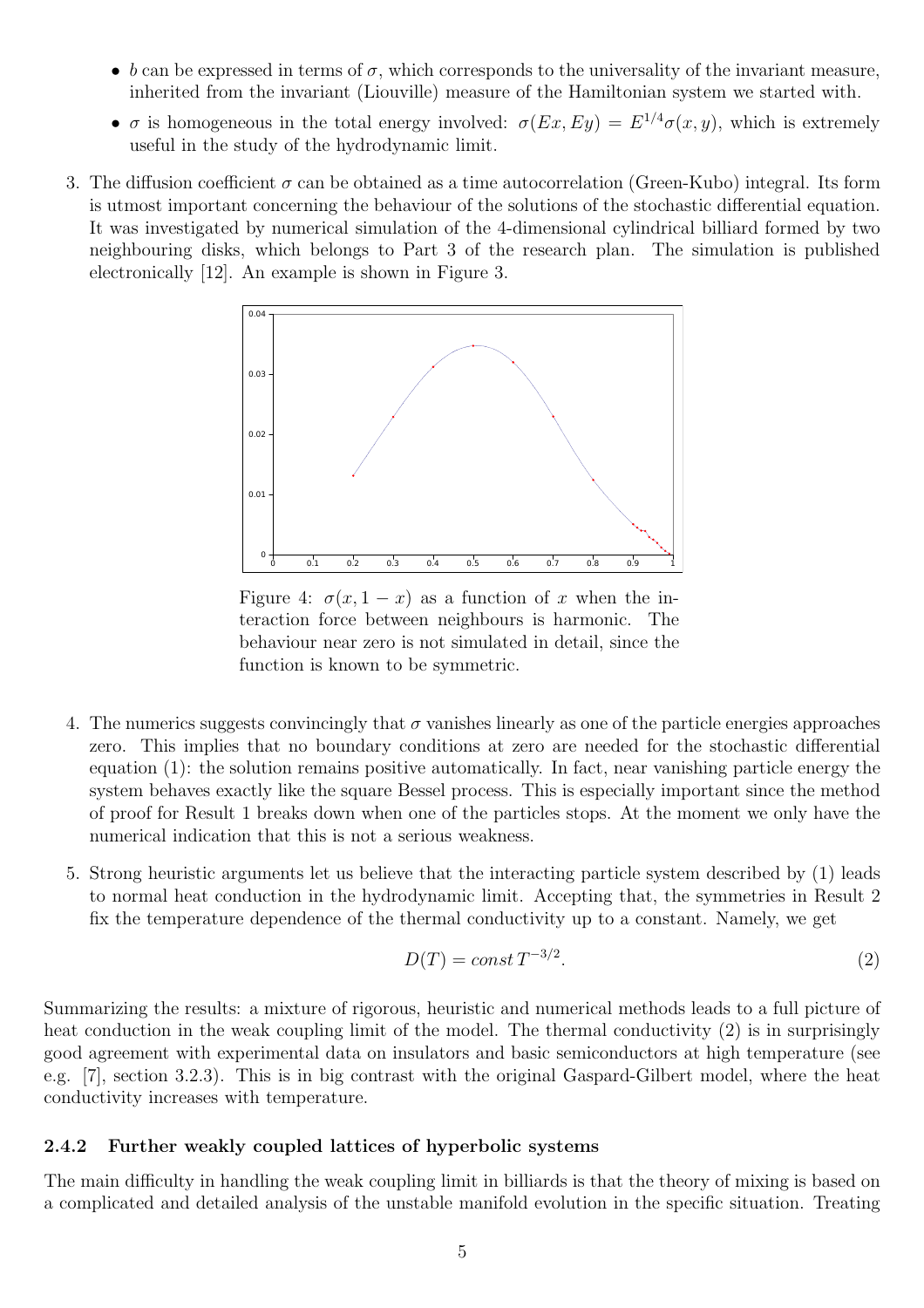- $b$ can be expressed in terms of $\sigma$, which corresponds to the universality of the invariant measure, inherited from the invariant (Liouville) measure of the Hamiltonian system we started with.
- $\sigma$ is homogeneous in the total energy involved: $\sigma(Ex, Ey) = E^{1/4}\sigma(x, y)$, which is extremely useful in the study of the hydrodynamic limit.

3. The diffusion coefficient $\sigma$ can be obtained as a time autocorrelation (Green-Kubo) integral. Its form is utmost important concerning the behaviour of the solutions of the stochastic differential equation. It was investigated by numerical simulation of the 4-dimensional cylindrical billiard formed by two neighbouring disks, which belongs to Part 3 of the research plan. The simulation is published electronically [12]. An example is shown in Figure 3.

Figure 4: $\sigma(x, 1-x)$ as a function of $x$ when the interaction force between neighbours is harmonic. The behaviour near zero is not simulated in detail, since the function is known to be symmetric.

4. The numerics suggests convincingly that $\sigma$ vanishes linearly as one of the particle energies approaches zero. This implies that no boundary conditions at zero are needed for the stochastic differential equation (1): the solution remains positive automatically. In fact, near vanishing particle energy the system behaves exactly like the square Bessel process. This is especially important since the method of proof for Result 1 breaks down when one of the particles stops. At the moment we only have the numerical indication that this is not a serious weakness.

5. Strong heuristic arguments let us believe that the interacting particle system described by (1) leads to normal heat conduction in the hydrodynamic limit. Accepting that, the symmetries in Result 2 fix the temperature dependence of the thermal conductivity up to a constant. Namely, we get

$$D(T) = const\, T^{-3/2}. \tag{2}$$

Summarizing the results: a mixture of rigorous, heuristic and numerical methods leads to a full picture of heat conduction in the weak coupling limit of the model. The thermal conductivity (2) is in surprisingly good agreement with experimental data on insulators and basic semiconductors at high temperature (see e.g. [7], section 3.2.3). This is in big contrast with the original Gaspard-Gilbert model, where the heat conductivity increases with temperature.

#### 2.4.2 Further weakly coupled lattices of hyperbolic systems

The main difficulty in handling the weak coupling limit in billiards is that the theory of mixing is based on a complicated and detailed analysis of the unstable manifold evolution in the specific situation. Treating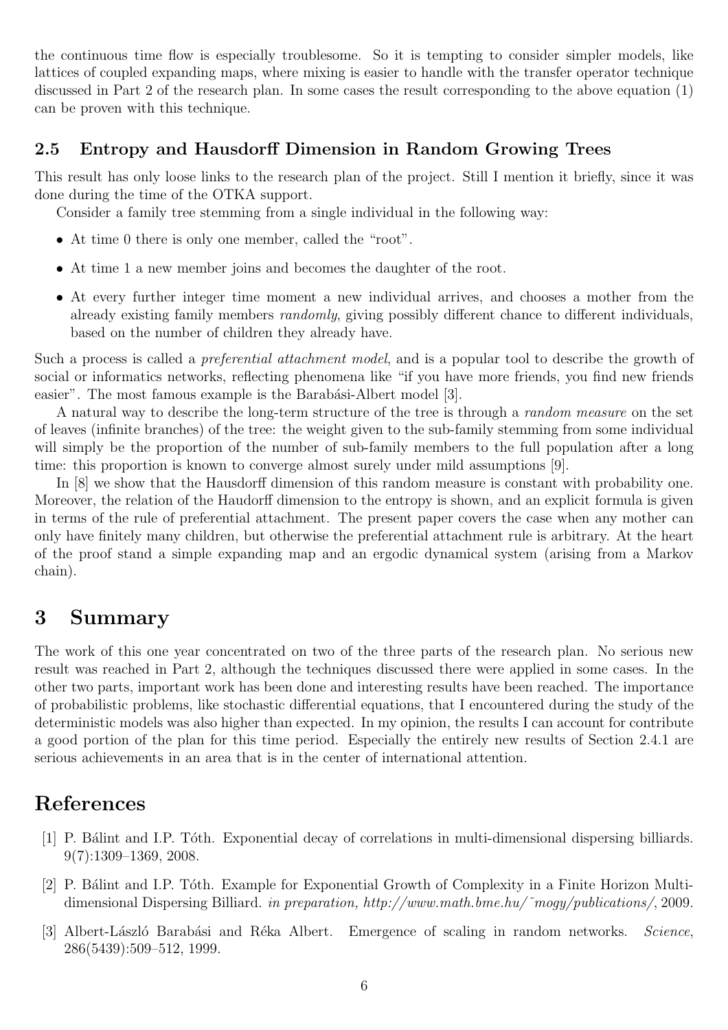the continuous time flow is especially troublesome. So it is tempting to consider simpler models, like lattices of coupled expanding maps, where mixing is easier to handle with the transfer operator technique discussed in Part 2 of the research plan. In some cases the result corresponding to the above equation (1) can be proven with this technique.

### 2.5 Entropy and Hausdorff Dimension in Random Growing Trees

This result has only loose links to the research plan of the project. Still I mention it briefly, since it was done during the time of the OTKA support.

Consider a family tree stemming from a single individual in the following way:

- At time 0 there is only one member, called the "root".
- At time 1 a new member joins and becomes the daughter of the root.
- At every further integer time moment a new individual arrives, and chooses a mother from the already existing family members *randomly*, giving possibly different chance to different individuals, based on the number of children they already have.

Such a process is called a *preferential attachment model*, and is a popular tool to describe the growth of social or informatics networks, reflecting phenomena like "if you have more friends, you find new friends easier". The most famous example is the Barabási-Albert model [3].

A natural way to describe the long-term structure of the tree is through a *random measure* on the set of leaves (infinite branches) of the tree: the weight given to the sub-family stemming from some individual will simply be the proportion of the number of sub-family members to the full population after a long time: this proportion is known to converge almost surely under mild assumptions [9].

In [8] we show that the Hausdorff dimension of this random measure is constant with probability one. Moreover, the relation of the Haudorff dimension to the entropy is shown, and an explicit formula is given in terms of the rule of preferential attachment. The present paper covers the case when any mother can only have finitely many children, but otherwise the preferential attachment rule is arbitrary. At the heart of the proof stand a simple expanding map and an ergodic dynamical system (arising from a Markov chain).

## 3 Summary

The work of this one year concentrated on two of the three parts of the research plan. No serious new result was reached in Part 2, although the techniques discussed there were applied in some cases. In the other two parts, important work has been done and interesting results have been reached. The importance of probabilistic problems, like stochastic differential equations, that I encountered during the study of the deterministic models was also higher than expected. In my opinion, the results I can account for contribute a good portion of the plan for this time period. Especially the entirely new results of Section 2.4.1 are serious achievements in an area that is in the center of international attention.

## References

[1] P. Bálint and I.P. Tóth. Exponential decay of correlations in multi-dimensional dispersing billiards. 9(7):1309–1369, 2008.

[2] P. Bálint and I.P. Tóth. Example for Exponential Growth of Complexity in a Finite Horizon Multi-dimensional Dispersing Billiard. *in preparation, http://www.math.bme.hu/~mogy/publications/*, 2009.

[3] Albert-László Barabási and Réka Albert. Emergence of scaling in random networks. *Science*, 286(5439):509–512, 1999.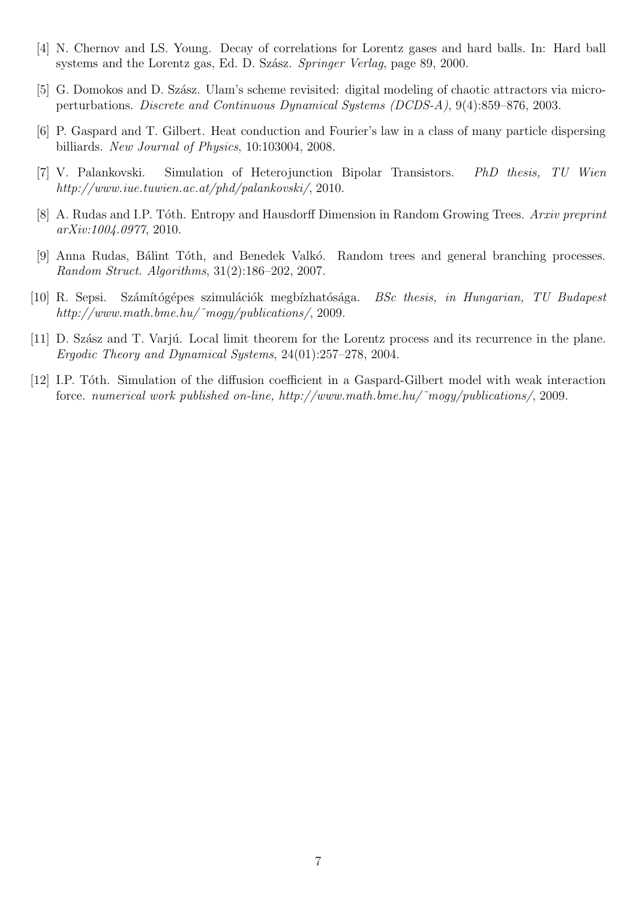[4] N. Chernov and LS. Young. Decay of correlations for Lorentz gases and hard balls. In: Hard ball systems and the Lorentz gas, Ed. D. Szász. *Springer Verlag*, page 89, 2000.

[5] G. Domokos and D. Szász. Ulam's scheme revisited: digital modeling of chaotic attractors via micro-perturbations. *Discrete and Continuous Dynamical Systems (DCDS-A)*, 9(4):859–876, 2003.

[6] P. Gaspard and T. Gilbert. Heat conduction and Fourier's law in a class of many particle dispersing billiards. *New Journal of Physics*, 10:103004, 2008.

[7] V. Palankovski. Simulation of Heterojunction Bipolar Transistors. *PhD thesis, TU Wien http://www.iue.tuwien.ac.at/phd/palankovski/*, 2010.

[8] A. Rudas and I.P. Tóth. Entropy and Hausdorff Dimension in Random Growing Trees. *Arxiv preprint arXiv:1004.0977*, 2010.

[9] Anna Rudas, Bálint Tóth, and Benedek Valkó. Random trees and general branching processes. *Random Struct. Algorithms*, 31(2):186–202, 2007.

[10] R. Sepsi. Számítógépes szimulációk megbízhatósága. *BSc thesis, in Hungarian, TU Budapest http://www.math.bme.hu/~mogy/publications/*, 2009.

[11] D. Szász and T. Varjú. Local limit theorem for the Lorentz process and its recurrence in the plane. *Ergodic Theory and Dynamical Systems*, 24(01):257–278, 2004.

[12] I.P. Tóth. Simulation of the diffusion coefficient in a Gaspard-Gilbert model with weak interaction force. *numerical work published on-line, http://www.math.bme.hu/~mogy/publications/*, 2009.